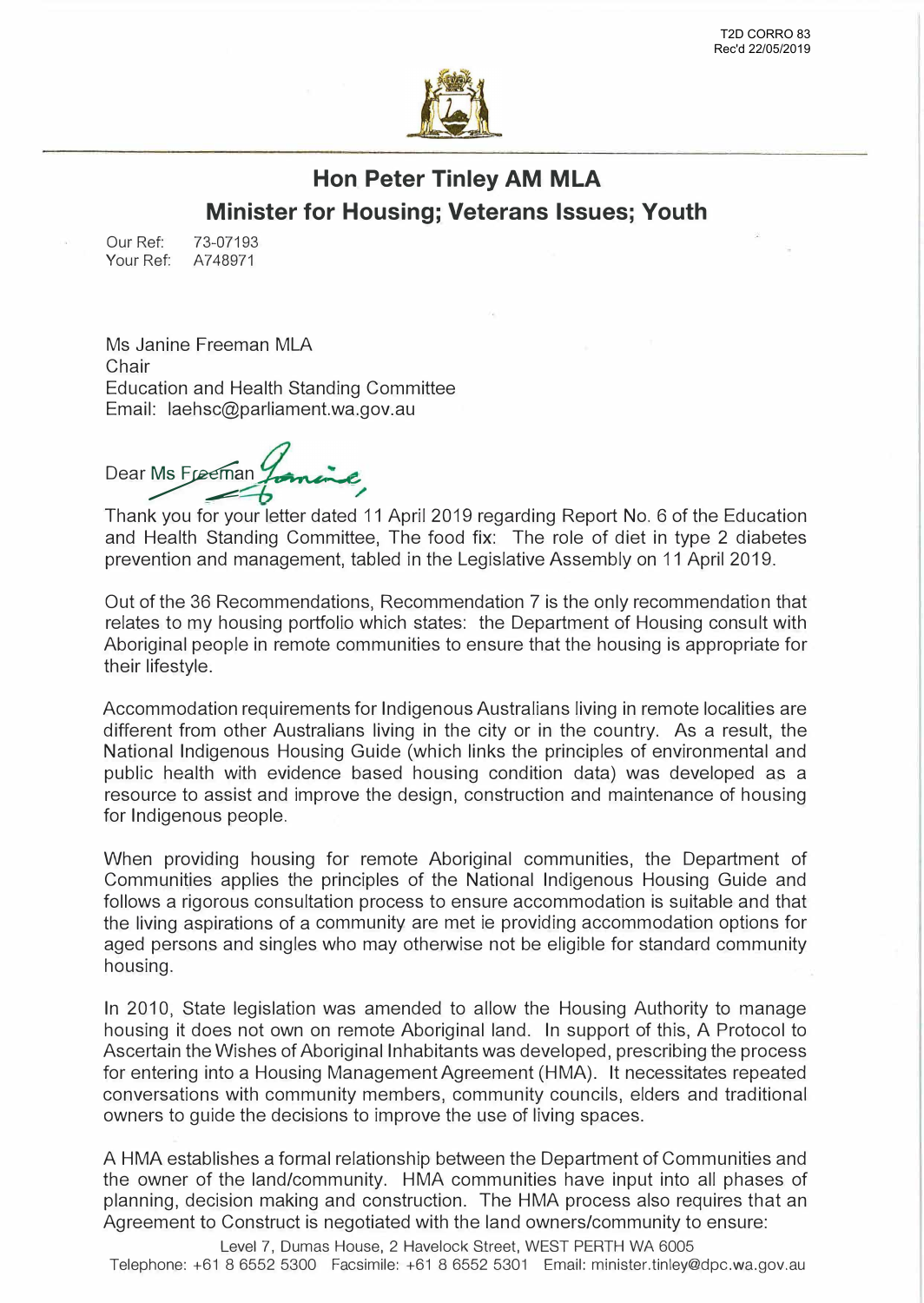T2D CORRO 83
Rec'd 22/05/2019

# Hon Peter Tinley AM MLA
## Minister for Housing; Veterans Issues; Youth

Our Ref: 73-07193
Your Ref: A748971

Ms Janine Freeman MLA
Chair
Education and Health Standing Committee
Email: laehsc@parliament.wa.gov.au

Dear Ms Freeman Janine,

Thank you for your letter dated 11 April 2019 regarding Report No. 6 of the Education and Health Standing Committee, The food fix: The role of diet in type 2 diabetes prevention and management, tabled in the Legislative Assembly on 11 April 2019.

Out of the 36 Recommendations, Recommendation 7 is the only recommendation that relates to my housing portfolio which states: the Department of Housing consult with Aboriginal people in remote communities to ensure that the housing is appropriate for their lifestyle.

Accommodation requirements for Indigenous Australians living in remote localities are different from other Australians living in the city or in the country. As a result, the National Indigenous Housing Guide (which links the principles of environmental and public health with evidence based housing condition data) was developed as a resource to assist and improve the design, construction and maintenance of housing for Indigenous people.

When providing housing for remote Aboriginal communities, the Department of Communities applies the principles of the National Indigenous Housing Guide and follows a rigorous consultation process to ensure accommodation is suitable and that the living aspirations of a community are met ie providing accommodation options for aged persons and singles who may otherwise not be eligible for standard community housing.

In 2010, State legislation was amended to allow the Housing Authority to manage housing it does not own on remote Aboriginal land. In support of this, A Protocol to Ascertain the Wishes of Aboriginal Inhabitants was developed, prescribing the process for entering into a Housing Management Agreement (HMA). It necessitates repeated conversations with community members, community councils, elders and traditional owners to guide the decisions to improve the use of living spaces.

A HMA establishes a formal relationship between the Department of Communities and the owner of the land/community. HMA communities have input into all phases of planning, decision making and construction. The HMA process also requires that an Agreement to Construct is negotiated with the land owners/community to ensure:

Level 7, Dumas House, 2 Havelock Street, WEST PERTH WA 6005
Telephone: +61 8 6552 5300 Facsimile: +61 8 6552 5301 Email: minister.tinley@dpc.wa.gov.au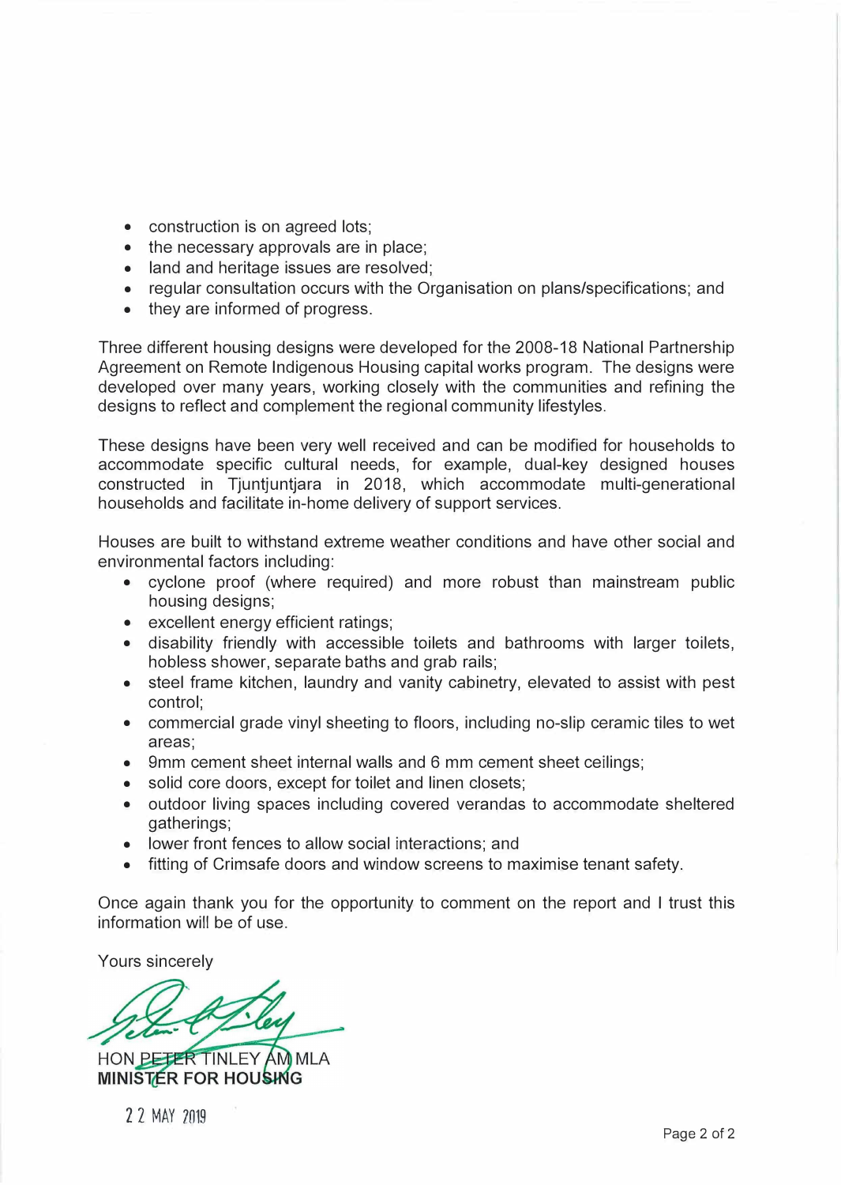- construction is on agreed lots;
- the necessary approvals are in place;
- land and heritage issues are resolved;
- regular consultation occurs with the Organisation on plans/specifications; and
- they are informed of progress.

Three different housing designs were developed for the 2008-18 National Partnership Agreement on Remote Indigenous Housing capital works program. The designs were developed over many years, working closely with the communities and refining the designs to reflect and complement the regional community lifestyles.

These designs have been very well received and can be modified for households to accommodate specific cultural needs, for example, dual-key designed houses constructed in Tjuntjuntjara in 2018, which accommodate multi-generational households and facilitate in-home delivery of support services.

Houses are built to withstand extreme weather conditions and have other social and environmental factors including:

- cyclone proof (where required) and more robust than mainstream public housing designs;
- excellent energy efficient ratings;
- disability friendly with accessible toilets and bathrooms with larger toilets, hobless shower, separate baths and grab rails;
- steel frame kitchen, laundry and vanity cabinetry, elevated to assist with pest control;
- commercial grade vinyl sheeting to floors, including no-slip ceramic tiles to wet areas;
- 9mm cement sheet internal walls and 6 mm cement sheet ceilings;
- solid core doors, except for toilet and linen closets;
- outdoor living spaces including covered verandas to accommodate sheltered gatherings;
- lower front fences to allow social interactions; and
- fitting of Crimsafe doors and window screens to maximise tenant safety.

Once again thank you for the opportunity to comment on the report and I trust this information will be of use.

Yours sincerely

HON PETER TINLEY AM MLA
**MINISTER FOR HOUSING**

22 MAY 2019